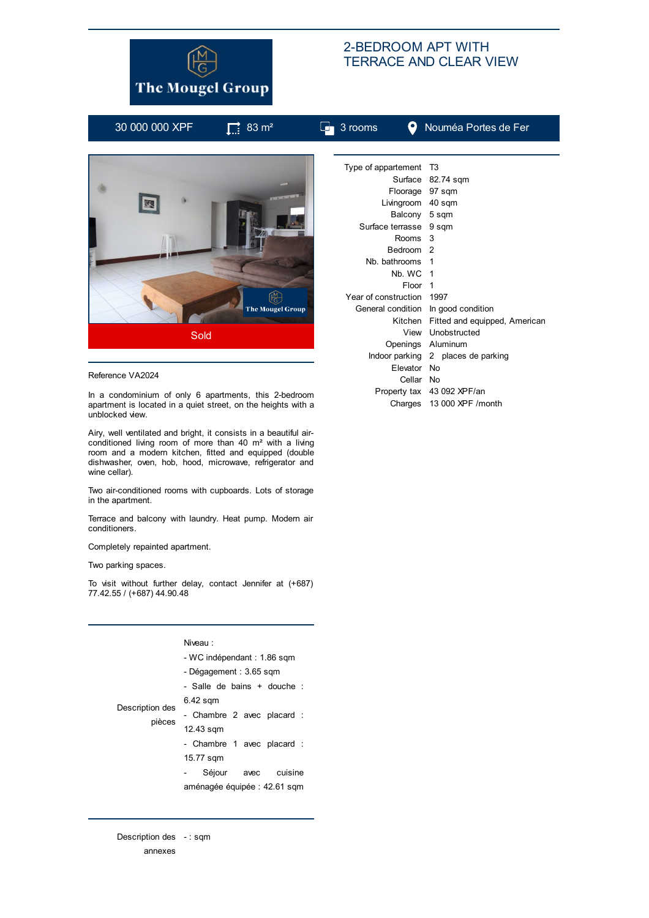The Mougel Group

# 2-BEDROOM APT WITH TERRACE AND CLEAR VIEW

30 000 000 XPF | 83 m² | 3 rooms | Nouméa Portes de Fer

Sold

| | |
|---|---|
| Type of appertement | T3 |
| Surface | 82.74 sqm |
| Floorage | 97 sqm |
| Livingroom | 40 sqm |
| Balcony | 5 sqm |
| Surface terrasse | 9 sqm |
| Rooms | 3 |
| Bedroom | 2 |
| Nb. bathrooms | 1 |
| Nb. WC | 1 |
| Floor | 1 |
| Year of construction | 1997 |
| General condition | In good condition |
| Kitchen | Fitted and equipped, American |
| View | Unobstructed |
| Openings | Aluminum |
| Indoor parking | 2 places de parking |
| Elevator | No |
| Cellar | No |
| Property tax | 43 092 XPF/an |
| Charges | 13 000 XPF /month |

Reference VA2024

In a condominium of only 6 apartments, this 2-bedroom apartment is located in a quiet street, on the heights with a unblocked view.

Airy, well ventilated and bright, it consists in a beautiful air-conditioned living room of more than 40 m² with a living room and a modern kitchen, fitted and equipped (double dishwasher, oven, hob, hood, microwave, refrigerator and wine cellar).

Two air-conditioned rooms with cupboards. Lots of storage in the apartment.

Terrace and balcony with laundry. Heat pump. Modern air conditioners.

Completely repainted apartment.

Two parking spaces.

To visit without further delay, contact Jennifer at (+687) 77.42.55 / (+687) 44.90.48

**Description des pièces**

Niveau :
- WC indépendant : 1.86 sqm
- Dégagement : 3.65 sqm
- Salle de bains + douche : 6.42 sqm
- Chambre 2 avec placard : 12.43 sqm
- Chambre 1 avec placard : 15.77 sqm
- Séjour avec cuisine aménagée équipée : 42.61 sqm

**Description des annexes**

- : sqm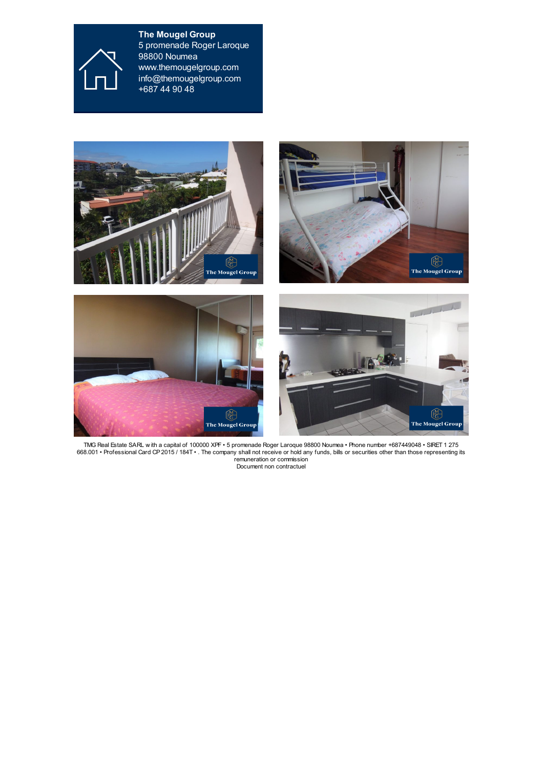**The Mougel Group**
5 promenade Roger Laroque
98800 Noumea
www.themougelgroup.com
info@themougelgroup.com
+687 44 90 48

TMG Real Estate SARL with a capital of 100000 XPF • 5 promenade Roger Laroque 98800 Noumea • Phone number +687449048 • SIRET 1 275 668.001 • Professional Card CP 2015 / 184T • . The company shall not receive or hold any funds, bills or securities other than those representing its remuneration or commission
Document non contractuel